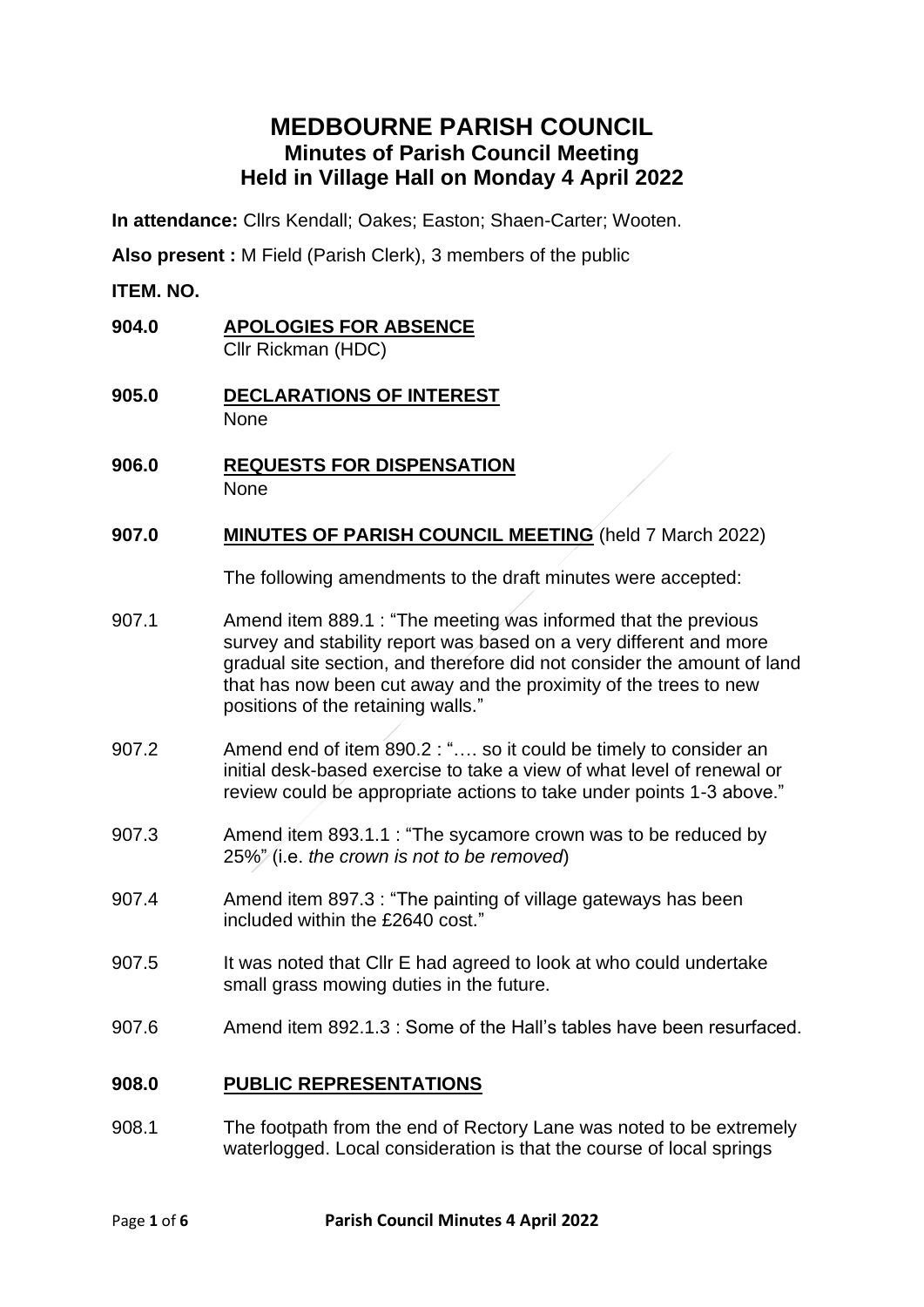# MEDBOURNE PARISH COUNCIL
## Minutes of Parish Council Meeting
## Held in Village Hall on Monday 4 April 2022

**In attendance:** Cllrs Kendall; Oakes; Easton; Shaen-Carter; Wooten.

**Also present :** M Field (Parish Clerk), 3 members of the public

**ITEM. NO.**

**904.0** **APOLOGIES FOR ABSENCE**
Cllr Rickman (HDC)

**905.0** **DECLARATIONS OF INTEREST**
None

**906.0** **REQUESTS FOR DISPENSATION**
None

**907.0** **MINUTES OF PARISH COUNCIL MEETING** (held 7 March 2022)

The following amendments to the draft minutes were accepted:

907.1 Amend item 889.1 : "The meeting was informed that the previous survey and stability report was based on a very different and more gradual site section, and therefore did not consider the amount of land that has now been cut away and the proximity of the trees to new positions of the retaining walls."

907.2 Amend end of item 890.2 : "…. so it could be timely to consider an initial desk-based exercise to take a view of what level of renewal or review could be appropriate actions to take under points 1-3 above."

907.3 Amend item 893.1.1 : "The sycamore crown was to be reduced by 25%" (i.e. *the crown is not to be removed*)

907.4 Amend item 897.3 : "The painting of village gateways has been included within the £2640 cost."

907.5 It was noted that Cllr E had agreed to look at who could undertake small grass mowing duties in the future.

907.6 Amend item 892.1.3 : Some of the Hall's tables have been resurfaced.

**908.0** **PUBLIC REPRESENTATIONS**

908.1 The footpath from the end of Rectory Lane was noted to be extremely waterlogged. Local consideration is that the course of local springs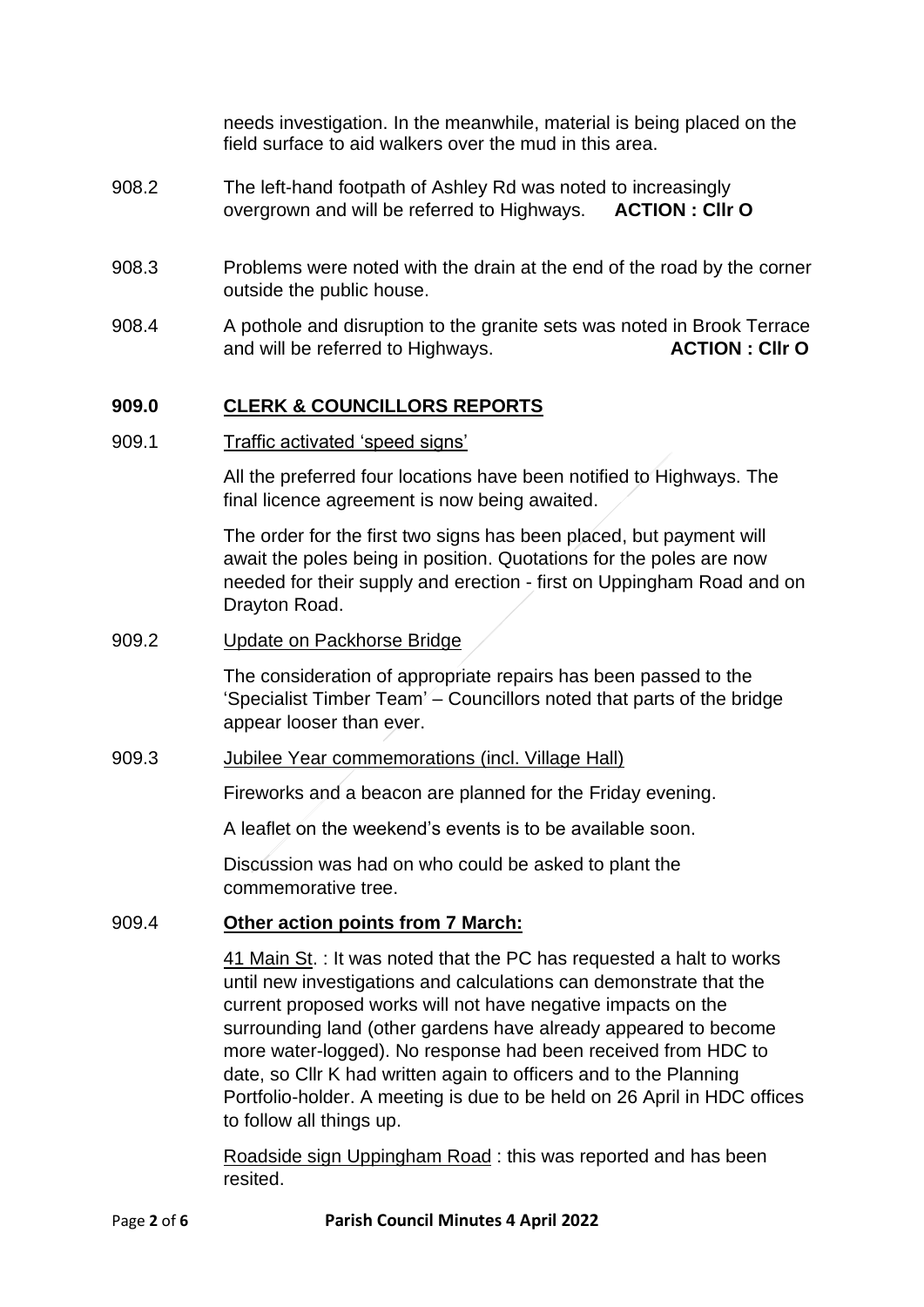needs investigation. In the meanwhile, material is being placed on the field surface to aid walkers over the mud in this area.

908.2 The left-hand footpath of Ashley Rd was noted to increasingly overgrown and will be referred to Highways. **ACTION : Cllr O**

908.3 Problems were noted with the drain at the end of the road by the corner outside the public house.

908.4 A pothole and disruption to the granite sets was noted in Brook Terrace and will be referred to Highways. **ACTION : Cllr O**

## 909.0 CLERK & COUNCILLORS REPORTS

909.1 Traffic activated 'speed signs'

All the preferred four locations have been notified to Highways. The final licence agreement is now being awaited.

The order for the first two signs has been placed, but payment will await the poles being in position. Quotations for the poles are now needed for their supply and erection - first on Uppingham Road and on Drayton Road.

909.2 Update on Packhorse Bridge

The consideration of appropriate repairs has been passed to the 'Specialist Timber Team' – Councillors noted that parts of the bridge appear looser than ever.

909.3 Jubilee Year commemorations (incl. Village Hall)

Fireworks and a beacon are planned for the Friday evening.

A leaflet on the weekend's events is to be available soon.

Discussion was had on who could be asked to plant the commemorative tree.

909.4 **Other action points from 7 March:**

41 Main St. : It was noted that the PC has requested a halt to works until new investigations and calculations can demonstrate that the current proposed works will not have negative impacts on the surrounding land (other gardens have already appeared to become more water-logged). No response had been received from HDC to date, so Cllr K had written again to officers and to the Planning Portfolio-holder. A meeting is due to be held on 26 April in HDC offices to follow all things up.

Roadside sign Uppingham Road : this was reported and has been resited.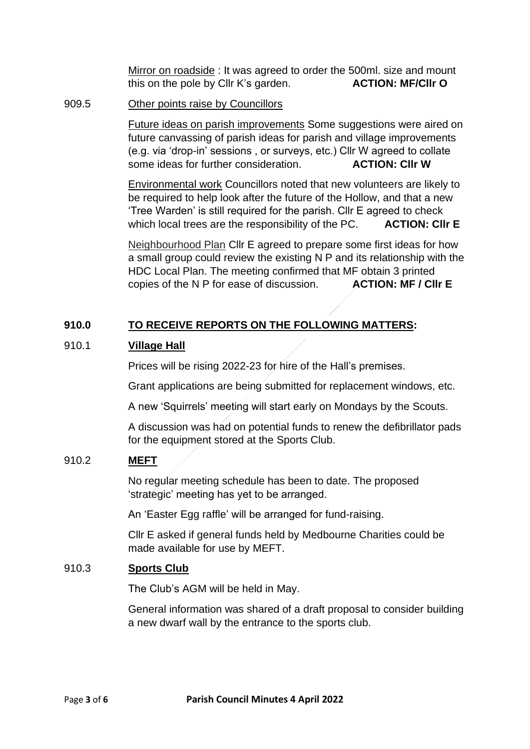Mirror on roadside : It was agreed to order the 500ml. size and mount this on the pole by Cllr K's garden. **ACTION: MF/Cllr O**

909.5 Other points raise by Councillors

Future ideas on parish improvements Some suggestions were aired on future canvassing of parish ideas for parish and village improvements (e.g. via 'drop-in' sessions , or surveys, etc.) Cllr W agreed to collate some ideas for further consideration. **ACTION: Cllr W**

Environmental work Councillors noted that new volunteers are likely to be required to help look after the future of the Hollow, and that a new 'Tree Warden' is still required for the parish. Cllr E agreed to check which local trees are the responsibility of the PC. **ACTION: Cllr E**

Neighbourhood Plan Cllr E agreed to prepare some first ideas for how a small group could review the existing N P and its relationship with the HDC Local Plan. The meeting confirmed that MF obtain 3 printed copies of the N P for ease of discussion. **ACTION: MF / Cllr E**

## 910.0 TO RECEIVE REPORTS ON THE FOLLOWING MATTERS:

### 910.1 Village Hall

Prices will be rising 2022-23 for hire of the Hall's premises.

Grant applications are being submitted for replacement windows, etc.

A new 'Squirrels' meeting will start early on Mondays by the Scouts.

A discussion was had on potential funds to renew the defibrillator pads for the equipment stored at the Sports Club.

### 910.2 MEFT

No regular meeting schedule has been to date. The proposed 'strategic' meeting has yet to be arranged.

An 'Easter Egg raffle' will be arranged for fund-raising.

Cllr E asked if general funds held by Medbourne Charities could be made available for use by MEFT.

### 910.3 Sports Club

The Club's AGM will be held in May.

General information was shared of a draft proposal to consider building a new dwarf wall by the entrance to the sports club.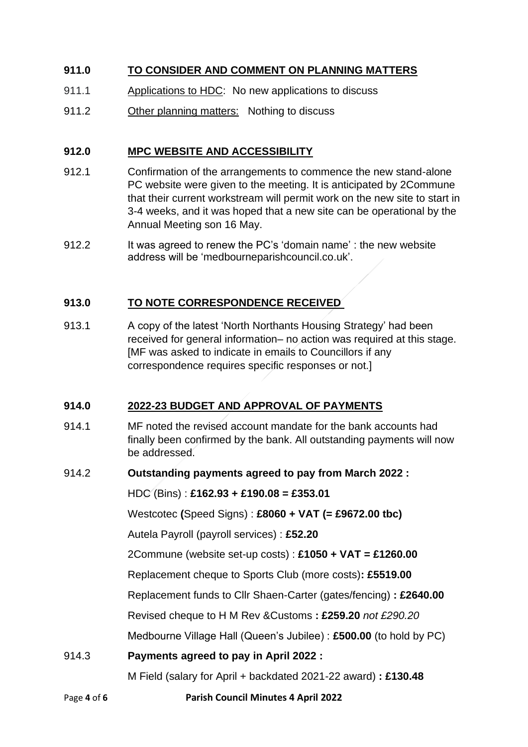**911.0 TO CONSIDER AND COMMENT ON PLANNING MATTERS**

911.1 Applications to HDC: No new applications to discuss

911.2 Other planning matters: Nothing to discuss

**912.0 MPC WEBSITE AND ACCESSIBILITY**

912.1 Confirmation of the arrangements to commence the new stand-alone PC website were given to the meeting. It is anticipated by 2Commune that their current workstream will permit work on the new site to start in 3-4 weeks, and it was hoped that a new site can be operational by the Annual Meeting son 16 May.

912.2 It was agreed to renew the PC's 'domain name' : the new website address will be 'medbourneparishcouncil.co.uk'.

**913.0 TO NOTE CORRESPONDENCE RECEIVED**

913.1 A copy of the latest 'North Northants Housing Strategy' had been received for general information– no action was required at this stage. [MF was asked to indicate in emails to Councillors if any correspondence requires specific responses or not.]

**914.0 2022-23 BUDGET AND APPROVAL OF PAYMENTS**

914.1 MF noted the revised account mandate for the bank accounts had finally been confirmed by the bank. All outstanding payments will now be addressed.

914.2 **Outstanding payments agreed to pay from March 2022 :**

HDC (Bins) : **£162.93 + £190.08 = £353.01**

Westcotec **(**Speed Signs) : **£8060 + VAT (= £9672.00 tbc)**

Autela Payroll (payroll services) : **£52.20**

2Commune (website set-up costs) : **£1050 + VAT = £1260.00**

Replacement cheque to Sports Club (more costs)**: £5519.00**

Replacement funds to Cllr Shaen-Carter (gates/fencing) **: £2640.00**

Revised cheque to H M Rev &Customs **: £259.20** *not £290.20*

Medbourne Village Hall (Queen's Jubilee) : **£500.00** (to hold by PC)

914.3 **Payments agreed to pay in April 2022 :**

M Field (salary for April + backdated 2021-22 award) **: £130.48**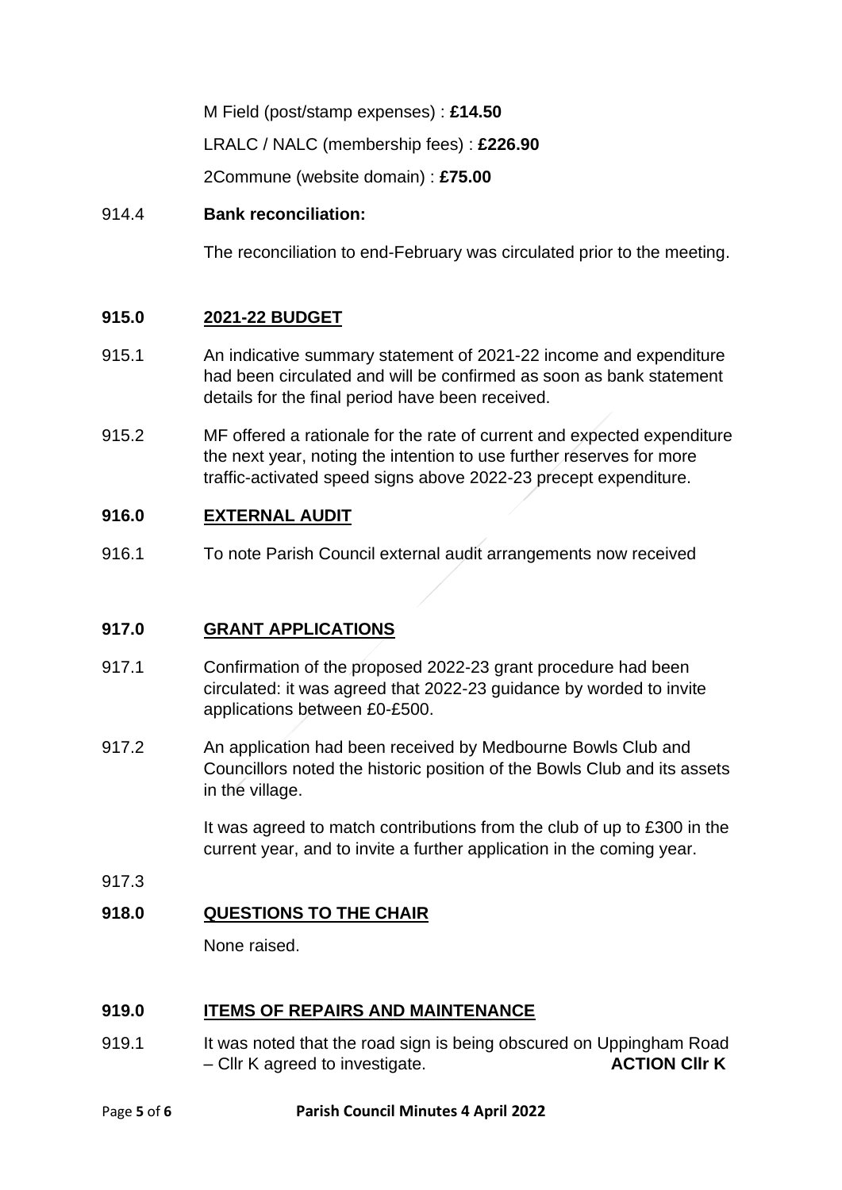M Field (post/stamp expenses) : **£14.50**

LRALC / NALC (membership fees) : **£226.90**

2Commune (website domain) : **£75.00**

914.4 **Bank reconciliation:**

The reconciliation to end-February was circulated prior to the meeting.

**915.0 2021-22 BUDGET**

915.1 An indicative summary statement of 2021-22 income and expenditure had been circulated and will be confirmed as soon as bank statement details for the final period have been received.

915.2 MF offered a rationale for the rate of current and expected expenditure the next year, noting the intention to use further reserves for more traffic-activated speed signs above 2022-23 precept expenditure.

**916.0 EXTERNAL AUDIT**

916.1 To note Parish Council external audit arrangements now received

**917.0 GRANT APPLICATIONS**

917.1 Confirmation of the proposed 2022-23 grant procedure had been circulated: it was agreed that 2022-23 guidance by worded to invite applications between £0-£500.

917.2 An application had been received by Medbourne Bowls Club and Councillors noted the historic position of the Bowls Club and its assets in the village.

It was agreed to match contributions from the club of up to £300 in the current year, and to invite a further application in the coming year.

917.3

**918.0 QUESTIONS TO THE CHAIR**

None raised.

**919.0 ITEMS OF REPAIRS AND MAINTENANCE**

919.1 It was noted that the road sign is being obscured on Uppingham Road – Cllr K agreed to investigate. **ACTION Cllr K**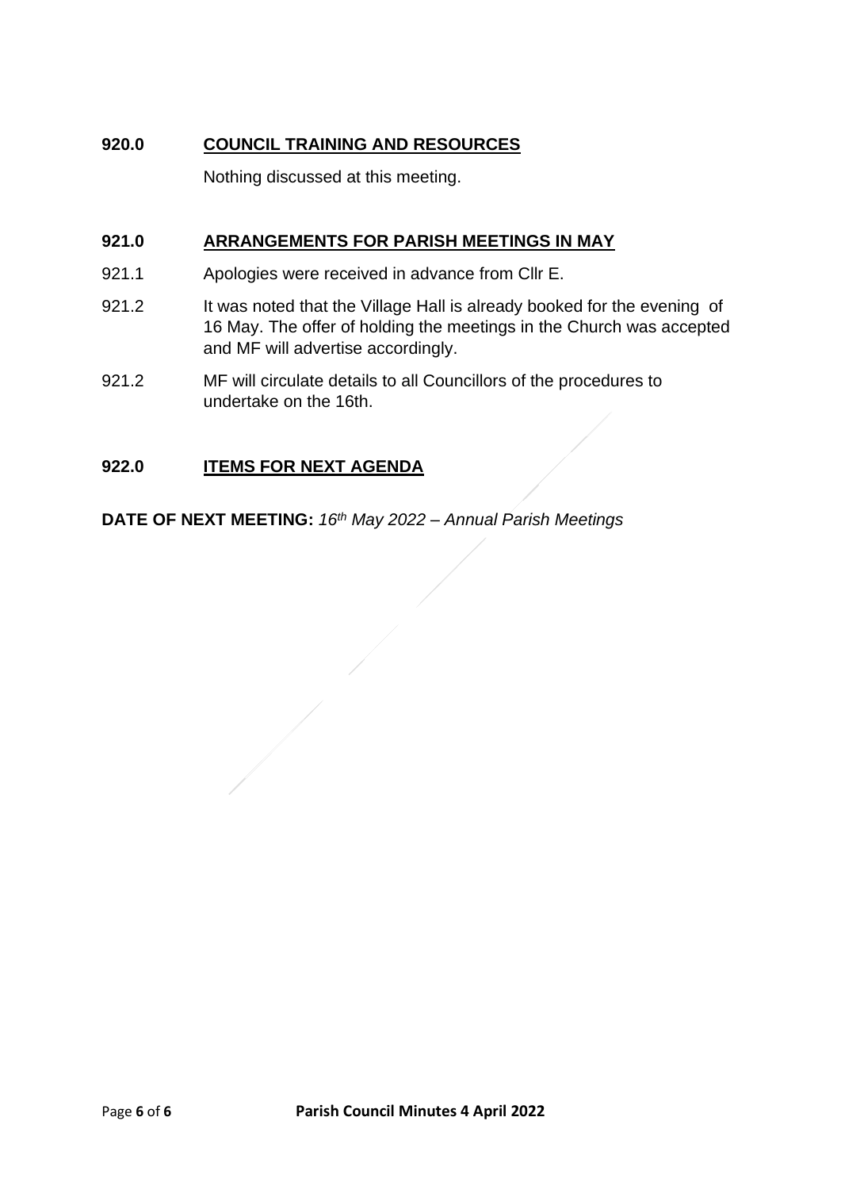**920.0 COUNCIL TRAINING AND RESOURCES**

Nothing discussed at this meeting.

**921.0 ARRANGEMENTS FOR PARISH MEETINGS IN MAY**

921.1 Apologies were received in advance from Cllr E.

921.2 It was noted that the Village Hall is already booked for the evening of 16 May. The offer of holding the meetings in the Church was accepted and MF will advertise accordingly.

921.2 MF will circulate details to all Councillors of the procedures to undertake on the 16th.

**922.0 ITEMS FOR NEXT AGENDA**

**DATE OF NEXT MEETING:** *16th May 2022 – Annual Parish Meetings*